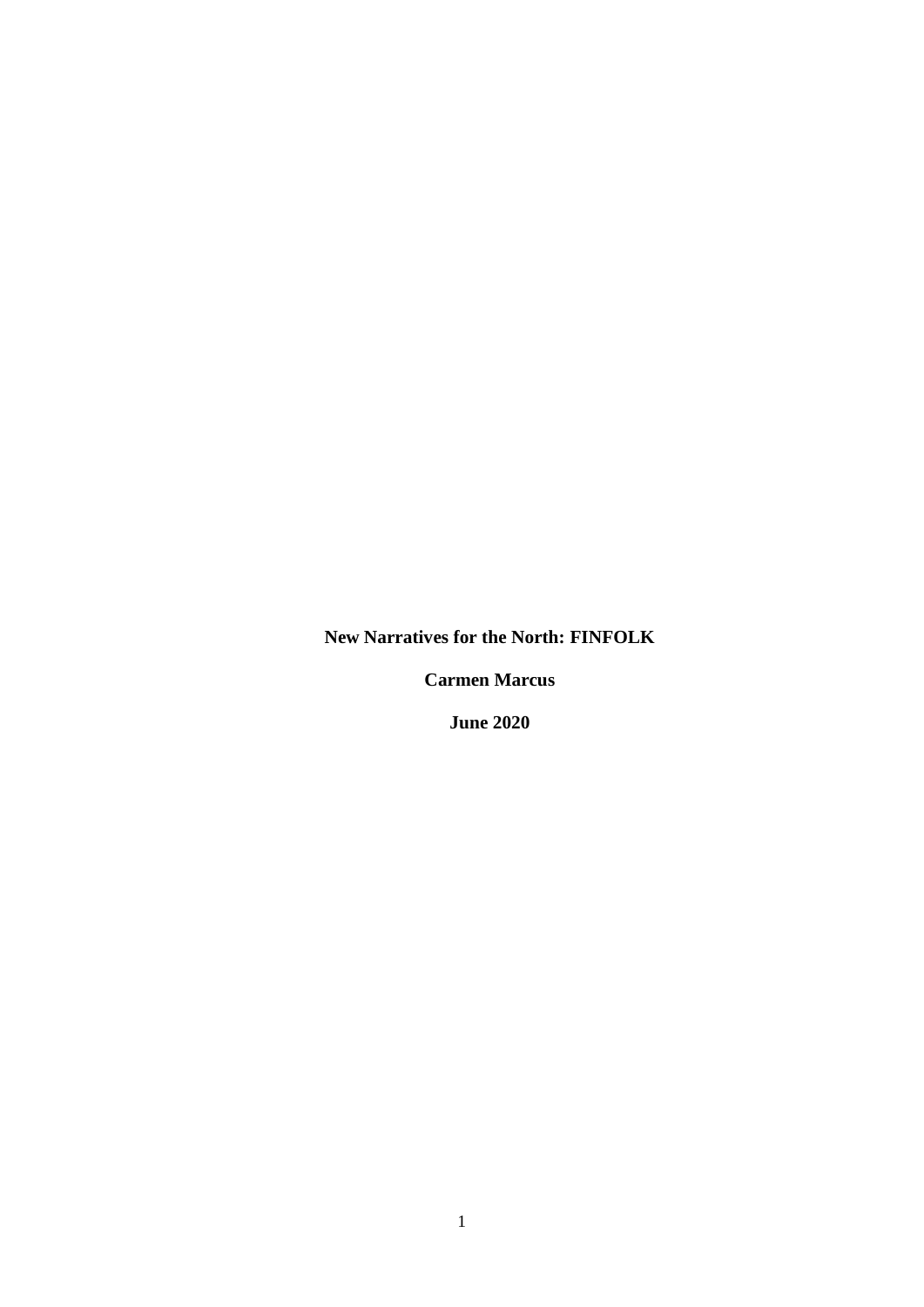**New Narratives for the North: FINFOLK**

**Carmen Marcus**

**June 2020**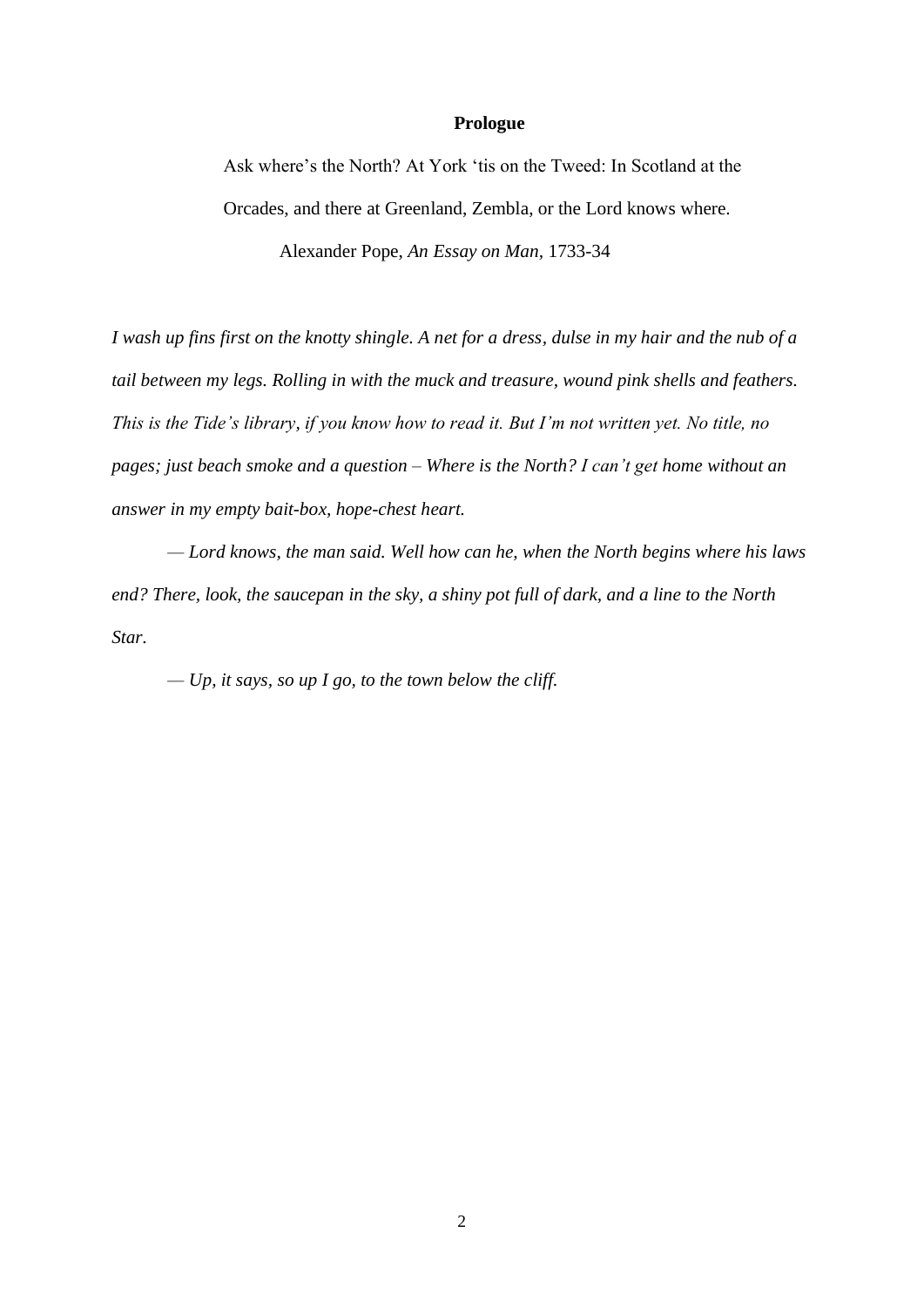# Prologue

> Ask where's the North? At York 'tis on the Tweed: In Scotland at the Orcades, and there at Greenland, Zembla, or the Lord knows where.
>
> Alexander Pope, *An Essay on Man*, 1733-34

*I wash up fins first on the knotty shingle. A net for a dress, dulse in my hair and the nub of a tail between my legs. Rolling in with the muck and treasure, wound pink shells and feathers. This is the Tide's library, if you know how to read it. But I'm not written yet. No title, no pages; just beach smoke and a question – Where is the North? I can't get home without an answer in my empty bait-box, hope-chest heart.*

*— Lord knows, the man said. Well how can he, when the North begins where his laws end? There, look, the saucepan in the sky, a shiny pot full of dark, and a line to the North Star.*

*— Up, it says, so up I go, to the town below the cliff.*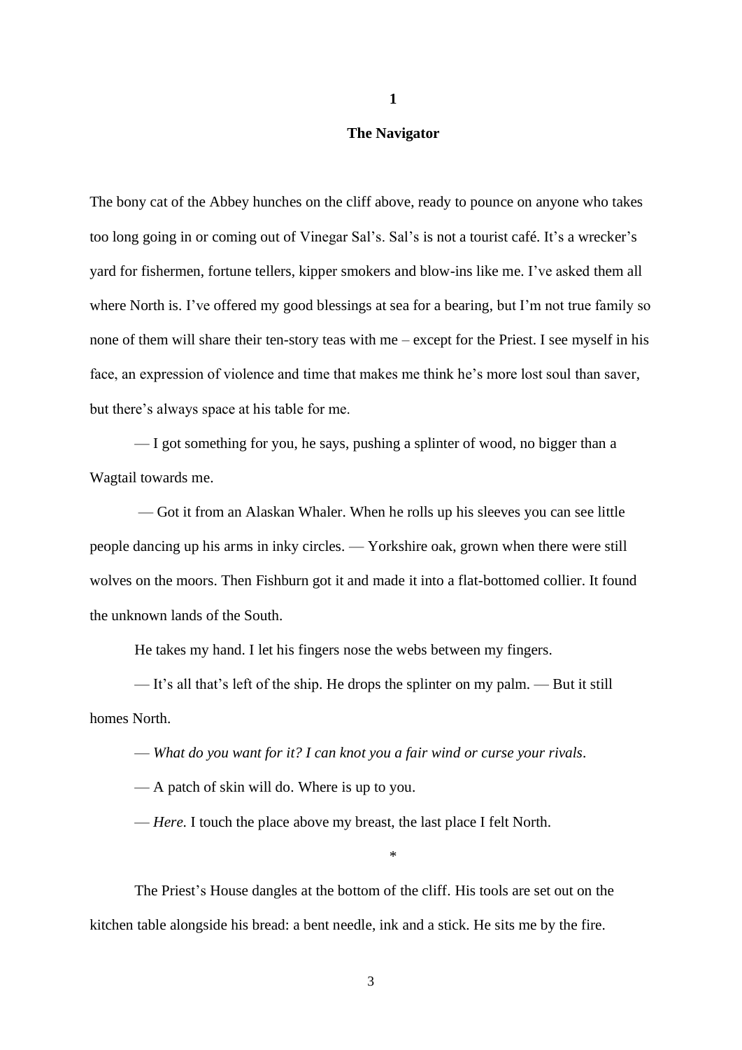# 1

## The Navigator

The bony cat of the Abbey hunches on the cliff above, ready to pounce on anyone who takes too long going in or coming out of Vinegar Sal's. Sal's is not a tourist café. It's a wrecker's yard for fishermen, fortune tellers, kipper smokers and blow-ins like me. I've asked them all where North is. I've offered my good blessings at sea for a bearing, but I'm not true family so none of them will share their ten-story teas with me – except for the Priest. I see myself in his face, an expression of violence and time that makes me think he's more lost soul than saver, but there's always space at his table for me.

— I got something for you, he says, pushing a splinter of wood, no bigger than a Wagtail towards me.

— Got it from an Alaskan Whaler. When he rolls up his sleeves you can see little people dancing up his arms in inky circles. — Yorkshire oak, grown when there were still wolves on the moors. Then Fishburn got it and made it into a flat-bottomed collier. It found the unknown lands of the South.

He takes my hand. I let his fingers nose the webs between my fingers.

— It's all that's left of the ship. He drops the splinter on my palm. — But it still homes North.

— *What do you want for it? I can knot you a fair wind or curse your rivals*.

— A patch of skin will do. Where is up to you.

— *Here.* I touch the place above my breast, the last place I felt North.

*

The Priest's House dangles at the bottom of the cliff. His tools are set out on the kitchen table alongside his bread: a bent needle, ink and a stick. He sits me by the fire.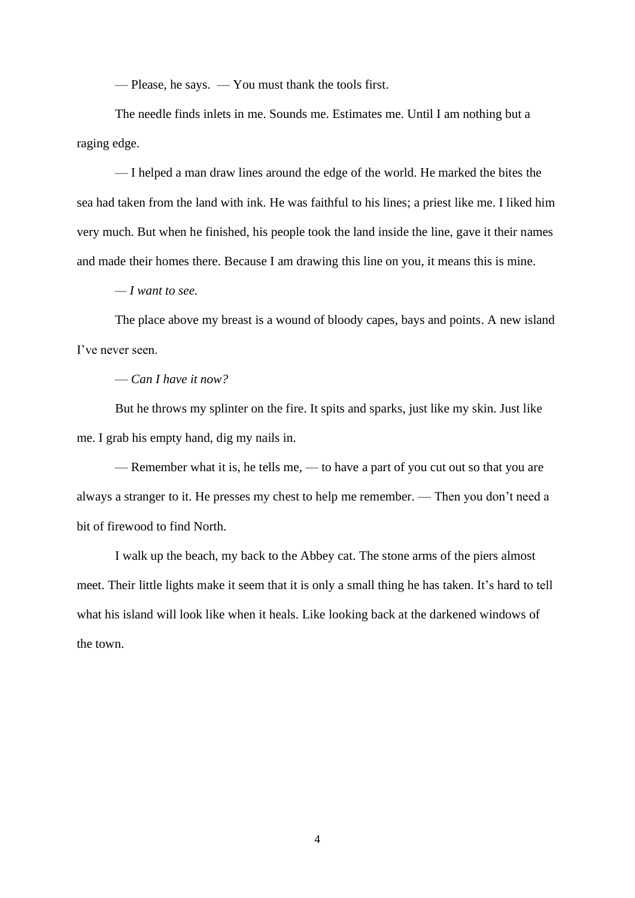— Please, he says. — You must thank the tools first.

The needle finds inlets in me. Sounds me. Estimates me. Until I am nothing but a raging edge.

— I helped a man draw lines around the edge of the world. He marked the bites the sea had taken from the land with ink. He was faithful to his lines; a priest like me. I liked him very much. But when he finished, his people took the land inside the line, gave it their names and made their homes there. Because I am drawing this line on you, it means this is mine.

— *I want to see.*

The place above my breast is a wound of bloody capes, bays and points. A new island I've never seen.

— *Can I have it now?*

But he throws my splinter on the fire. It spits and sparks, just like my skin. Just like me. I grab his empty hand, dig my nails in.

— Remember what it is, he tells me, — to have a part of you cut out so that you are always a stranger to it. He presses my chest to help me remember. — Then you don't need a bit of firewood to find North.

I walk up the beach, my back to the Abbey cat. The stone arms of the piers almost meet. Their little lights make it seem that it is only a small thing he has taken. It's hard to tell what his island will look like when it heals. Like looking back at the darkened windows of the town.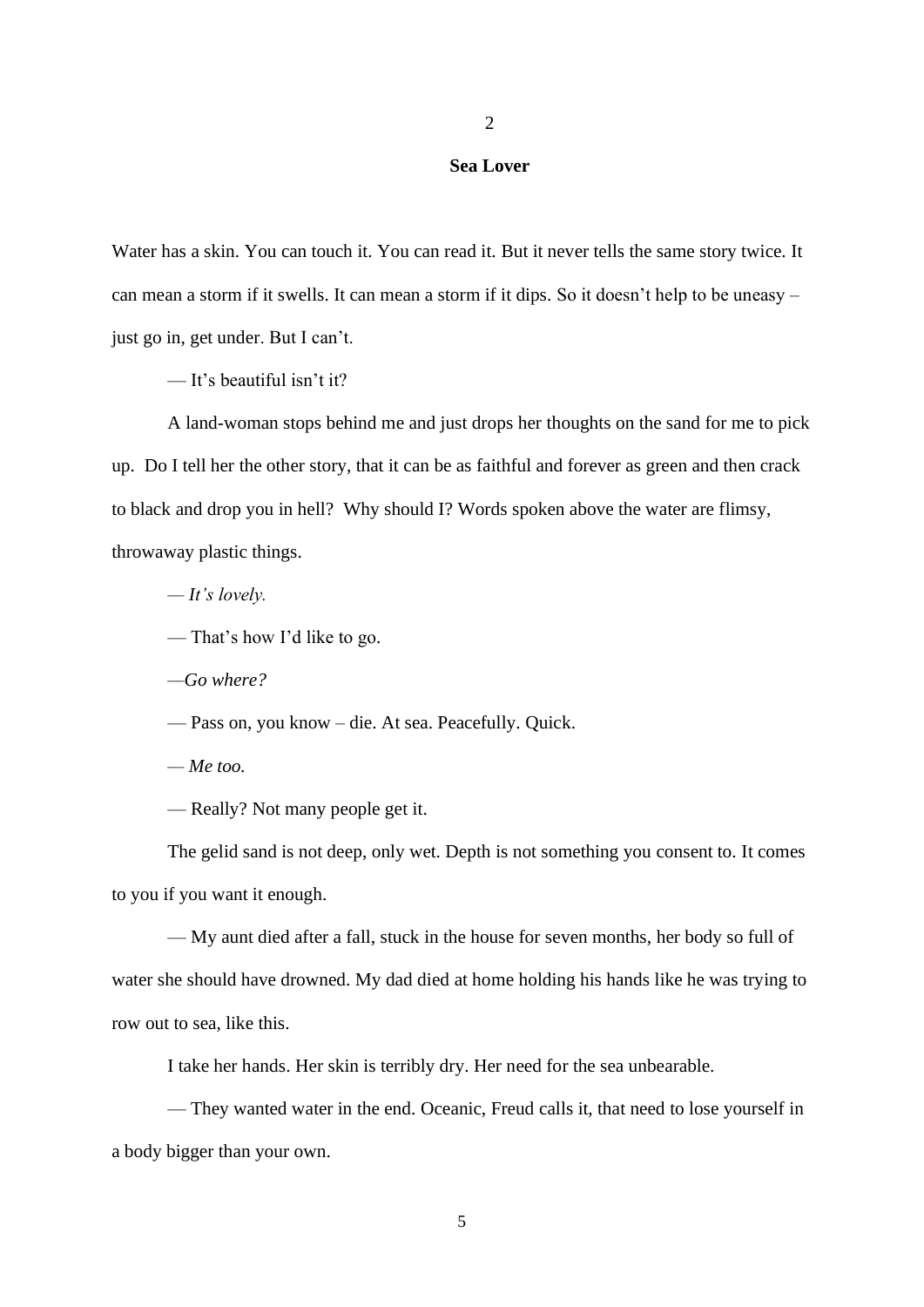## 2

### Sea Lover

Water has a skin. You can touch it. You can read it. But it never tells the same story twice. It can mean a storm if it swells. It can mean a storm if it dips. So it doesn't help to be uneasy – just go in, get under. But I can't.

— It's beautiful isn't it?

A land-woman stops behind me and just drops her thoughts on the sand for me to pick up. Do I tell her the other story, that it can be as faithful and forever as green and then crack to black and drop you in hell? Why should I? Words spoken above the water are flimsy, throwaway plastic things.

— *It's lovely.*

— That's how I'd like to go.

—*Go where?*

— Pass on, you know – die. At sea. Peacefully. Quick.

— *Me too.*

— Really? Not many people get it.

The gelid sand is not deep, only wet. Depth is not something you consent to. It comes to you if you want it enough.

— My aunt died after a fall, stuck in the house for seven months, her body so full of water she should have drowned. My dad died at home holding his hands like he was trying to row out to sea, like this.

I take her hands. Her skin is terribly dry. Her need for the sea unbearable.

— They wanted water in the end. Oceanic, Freud calls it, that need to lose yourself in a body bigger than your own.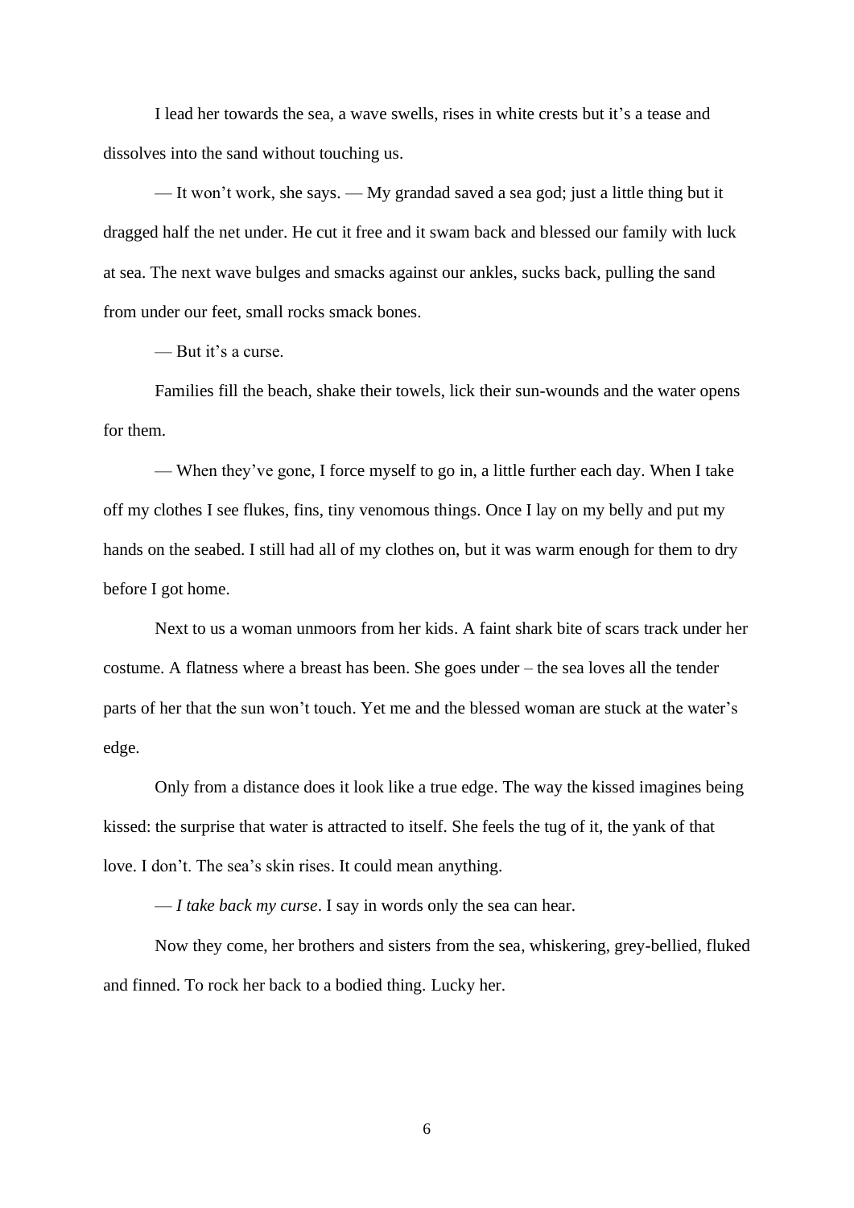I lead her towards the sea, a wave swells, rises in white crests but it’s a tease and dissolves into the sand without touching us.

— It won’t work, she says. — My grandad saved a sea god; just a little thing but it dragged half the net under. He cut it free and it swam back and blessed our family with luck at sea. The next wave bulges and smacks against our ankles, sucks back, pulling the sand from under our feet, small rocks smack bones.

— But it’s a curse.

Families fill the beach, shake their towels, lick their sun-wounds and the water opens for them.

— When they’ve gone, I force myself to go in, a little further each day. When I take off my clothes I see flukes, fins, tiny venomous things. Once I lay on my belly and put my hands on the seabed. I still had all of my clothes on, but it was warm enough for them to dry before I got home.

Next to us a woman unmoors from her kids. A faint shark bite of scars track under her costume. A flatness where a breast has been. She goes under – the sea loves all the tender parts of her that the sun won’t touch. Yet me and the blessed woman are stuck at the water’s edge.

Only from a distance does it look like a true edge. The way the kissed imagines being kissed: the surprise that water is attracted to itself. She feels the tug of it, the yank of that love. I don’t. The sea’s skin rises. It could mean anything.

— *I take back my curse*. I say in words only the sea can hear.

Now they come, her brothers and sisters from the sea, whiskering, grey-bellied, fluked and finned. To rock her back to a bodied thing. Lucky her.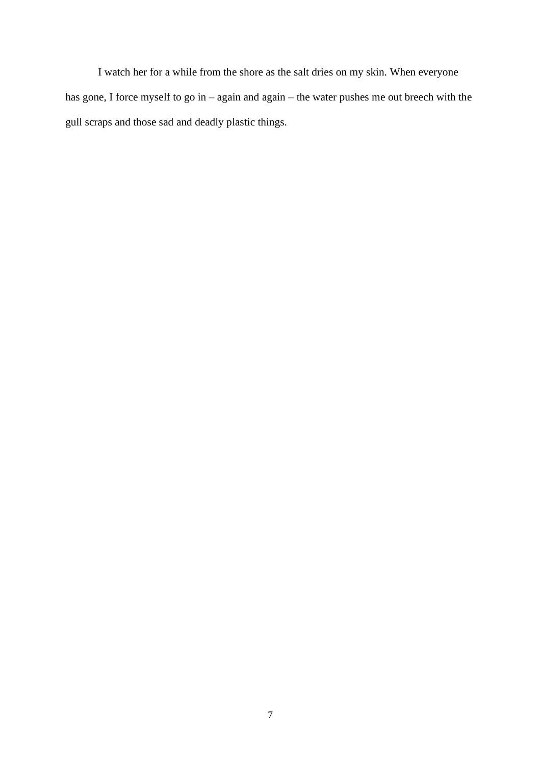I watch her for a while from the shore as the salt dries on my skin. When everyone has gone, I force myself to go in – again and again – the water pushes me out breech with the gull scraps and those sad and deadly plastic things.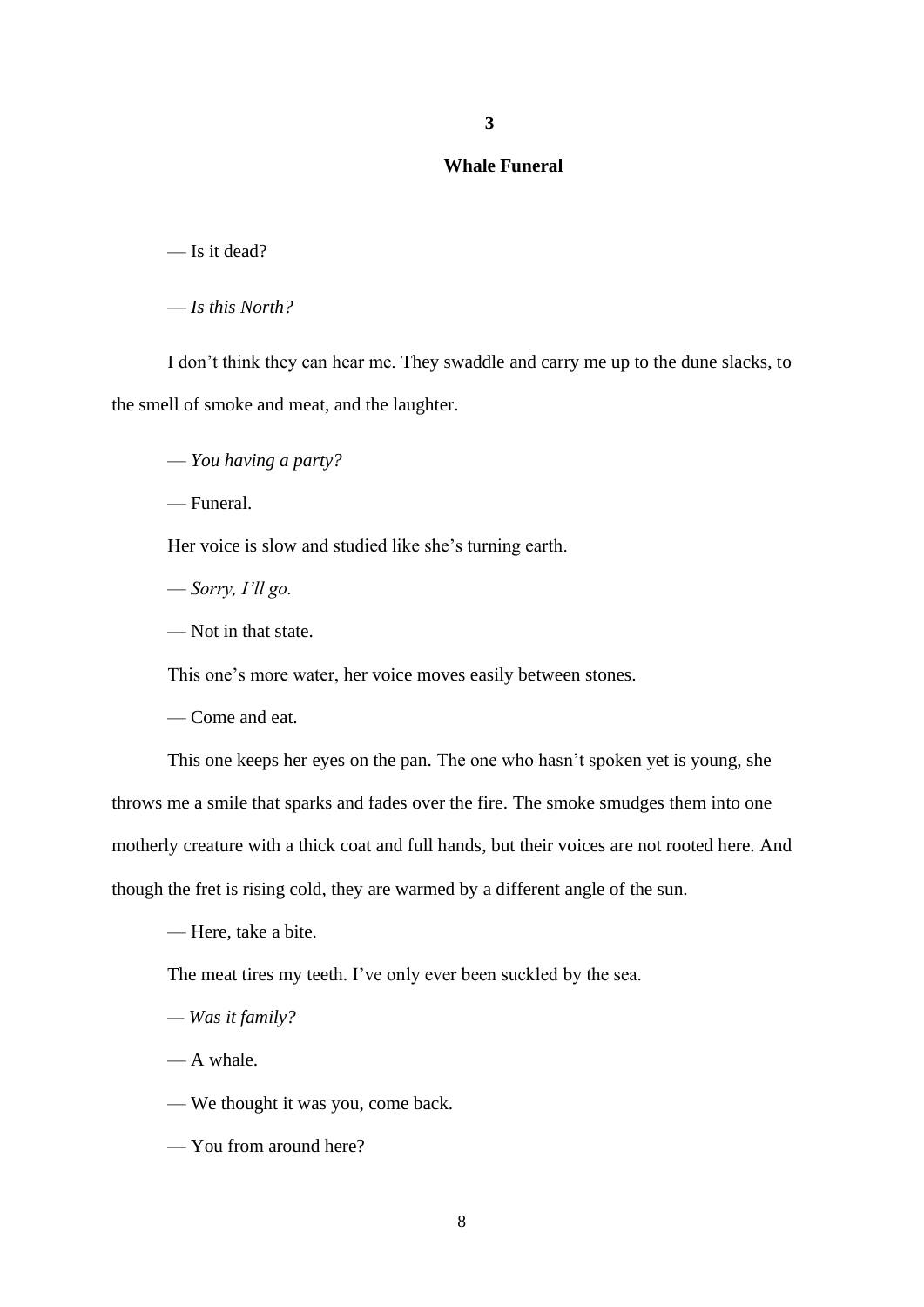## 3

## Whale Funeral

— Is it dead?

— *Is this North?*

I don't think they can hear me. They swaddle and carry me up to the dune slacks, to the smell of smoke and meat, and the laughter.

— *You having a party?*

— Funeral.

Her voice is slow and studied like she's turning earth.

— *Sorry, I'll go.*

— Not in that state.

This one's more water, her voice moves easily between stones.

— Come and eat.

This one keeps her eyes on the pan. The one who hasn't spoken yet is young, she throws me a smile that sparks and fades over the fire. The smoke smudges them into one motherly creature with a thick coat and full hands, but their voices are not rooted here. And though the fret is rising cold, they are warmed by a different angle of the sun.

— Here, take a bite.

The meat tires my teeth. I've only ever been suckled by the sea.

— *Was it family?*

— A whale.

— We thought it was you, come back.

— You from around here?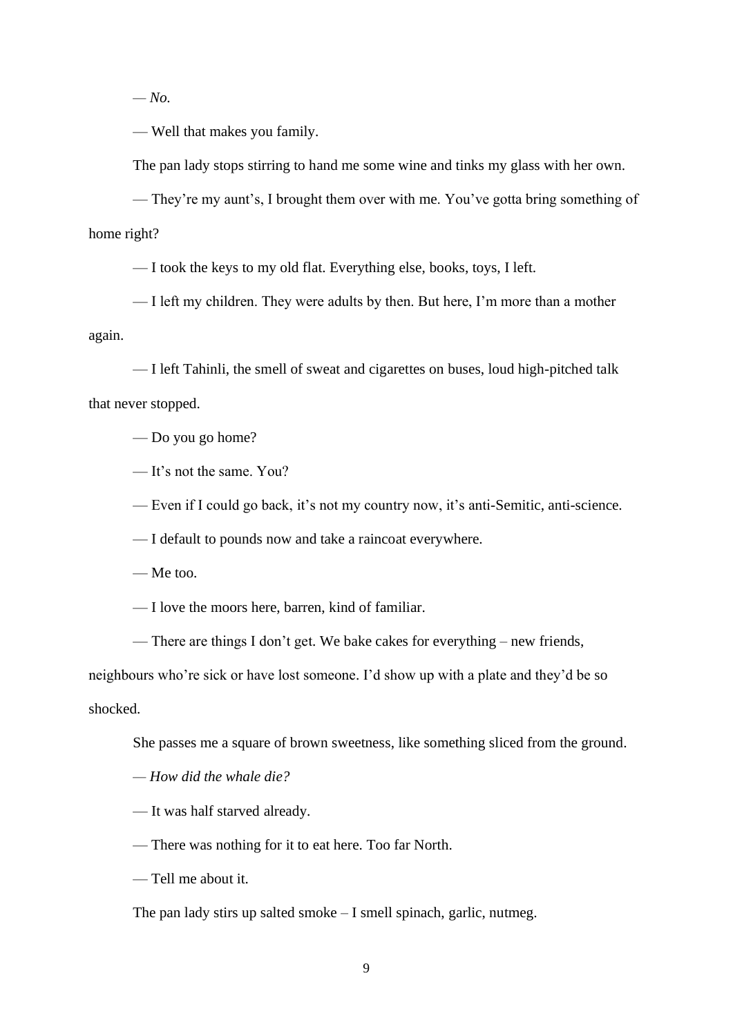— *No.*

— Well that makes you family.

The pan lady stops stirring to hand me some wine and tinks my glass with her own.

— They're my aunt's, I brought them over with me. You've gotta bring something of home right?

— I took the keys to my old flat. Everything else, books, toys, I left.

— I left my children. They were adults by then. But here, I'm more than a mother again.

— I left Tahinli, the smell of sweat and cigarettes on buses, loud high-pitched talk that never stopped.

— Do you go home?

— It's not the same. You?

— Even if I could go back, it's not my country now, it's anti-Semitic, anti-science.

— I default to pounds now and take a raincoat everywhere.

— Me too.

— I love the moors here, barren, kind of familiar.

— There are things I don't get. We bake cakes for everything – new friends, neighbours who're sick or have lost someone. I'd show up with a plate and they'd be so shocked.

She passes me a square of brown sweetness, like something sliced from the ground.

— *How did the whale die?*

— It was half starved already.

— There was nothing for it to eat here. Too far North.

— Tell me about it.

The pan lady stirs up salted smoke – I smell spinach, garlic, nutmeg.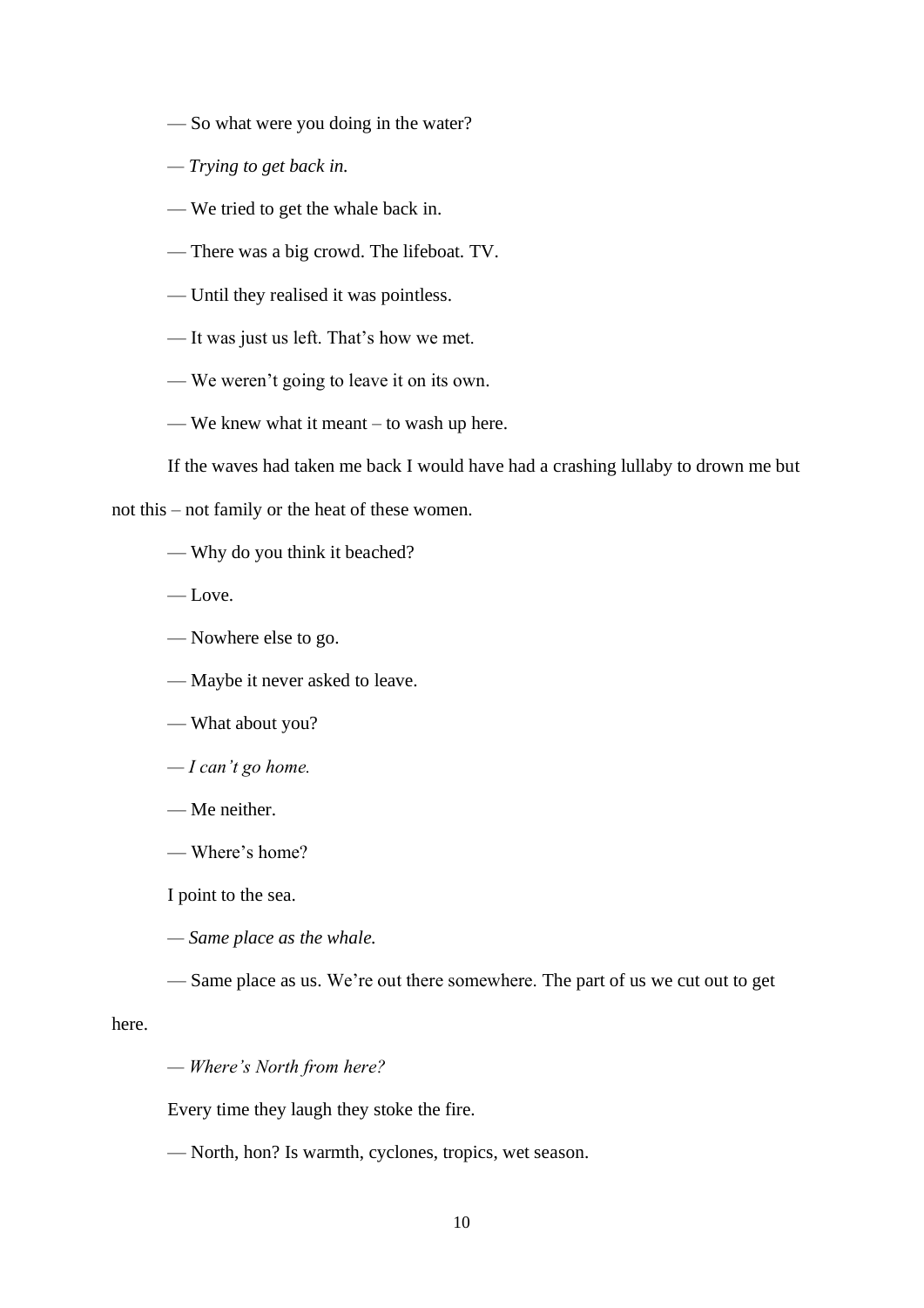— So what were you doing in the water?

— *Trying to get back in.*

— We tried to get the whale back in.

— There was a big crowd. The lifeboat. TV.

— Until they realised it was pointless.

— It was just us left. That's how we met.

— We weren't going to leave it on its own.

— We knew what it meant – to wash up here.

If the waves had taken me back I would have had a crashing lullaby to drown me but not this – not family or the heat of these women.

— Why do you think it beached?

— Love.

— Nowhere else to go.

— Maybe it never asked to leave.

— What about you?

— *I can't go home.*

— Me neither.

— Where's home?

I point to the sea.

— *Same place as the whale.*

— Same place as us. We're out there somewhere. The part of us we cut out to get here.

— *Where's North from here?*

Every time they laugh they stoke the fire.

— North, hon? Is warmth, cyclones, tropics, wet season.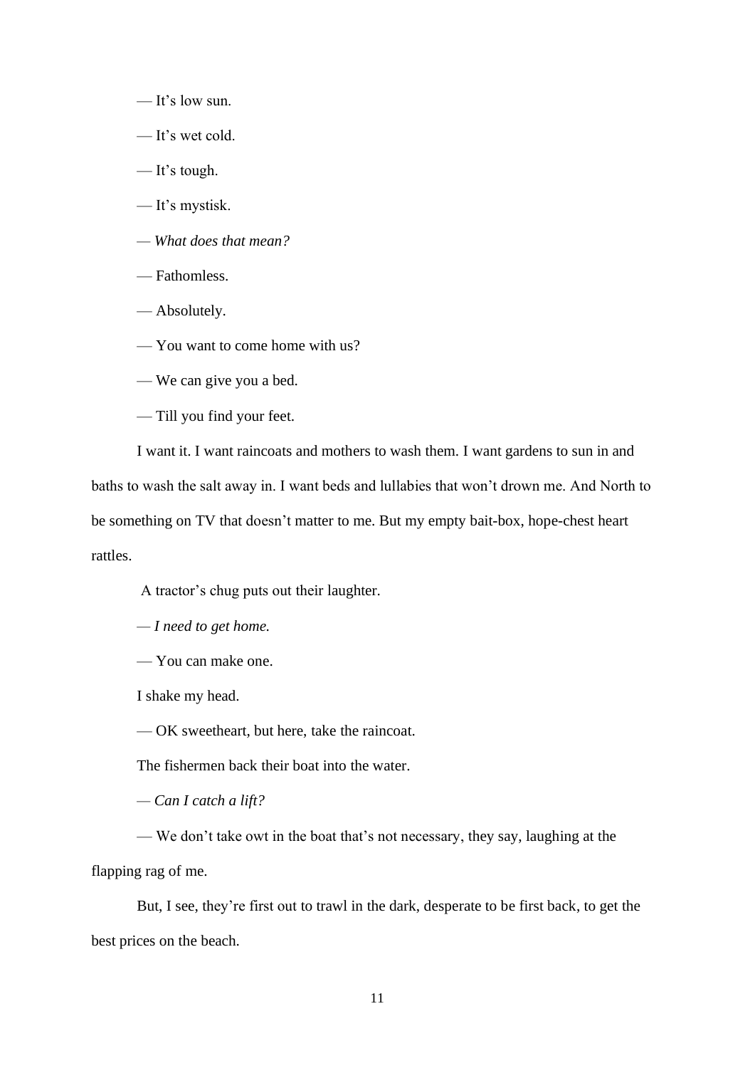— It’s low sun.

— It’s wet cold.

— It’s tough.

— It’s mystisk.

— *What does that mean?*

— Fathomless.

— Absolutely.

— You want to come home with us?

— We can give you a bed.

— Till you find your feet.

I want it. I want raincoats and mothers to wash them. I want gardens to sun in and baths to wash the salt away in. I want beds and lullabies that won’t drown me. And North to be something on TV that doesn’t matter to me. But my empty bait-box, hope-chest heart rattles.

A tractor’s chug puts out their laughter.

— *I need to get home.*

— You can make one.

I shake my head.

— OK sweetheart, but here, take the raincoat.

The fishermen back their boat into the water.

— *Can I catch a lift?*

— We don’t take owt in the boat that’s not necessary, they say, laughing at the flapping rag of me.

But, I see, they’re first out to trawl in the dark, desperate to be first back, to get the best prices on the beach.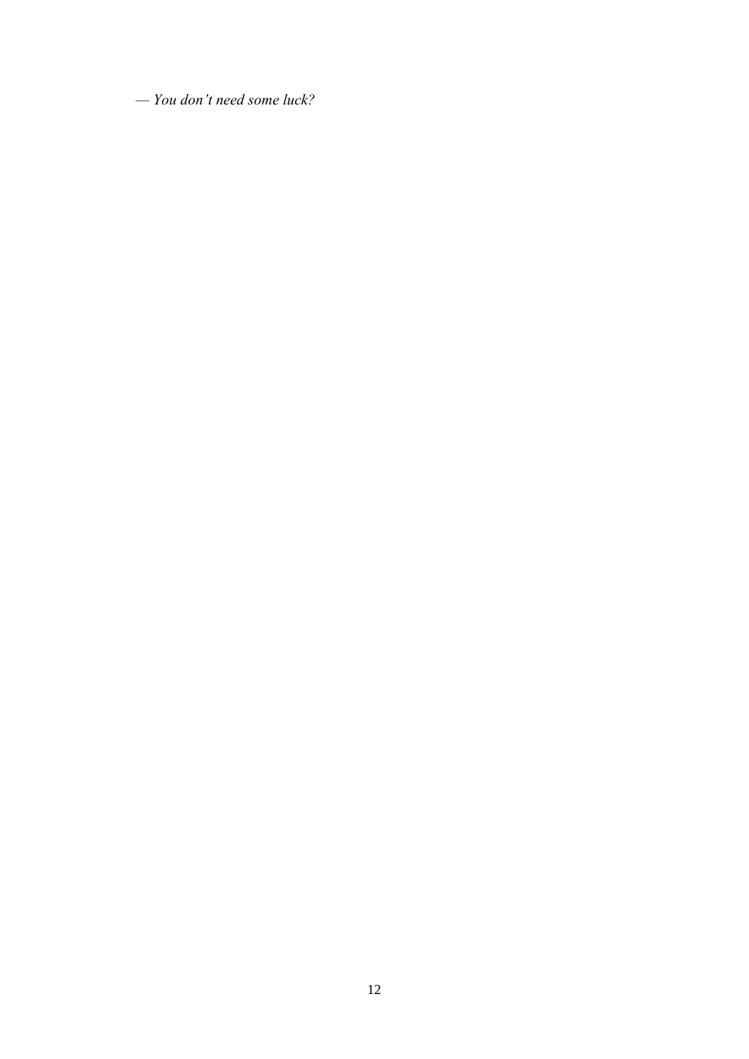— *You don't need some luck?*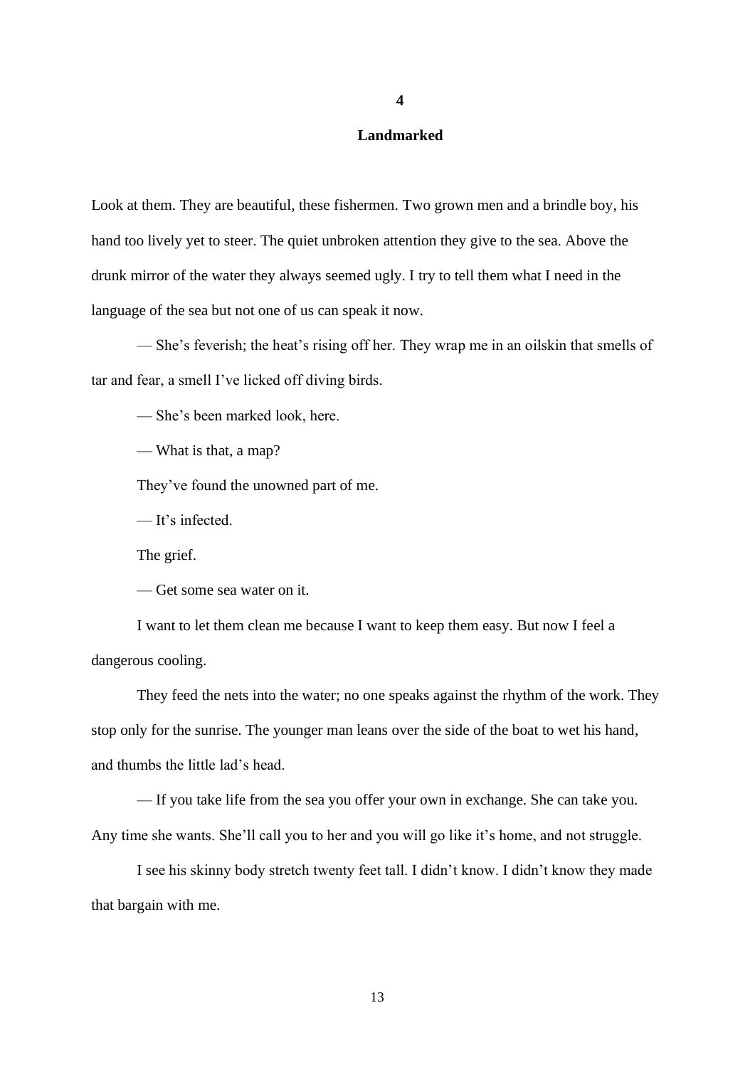# 4

## Landmarked

Look at them. They are beautiful, these fishermen. Two grown men and a brindle boy, his hand too lively yet to steer. The quiet unbroken attention they give to the sea. Above the drunk mirror of the water they always seemed ugly. I try to tell them what I need in the language of the sea but not one of us can speak it now.

— She's feverish; the heat's rising off her. They wrap me in an oilskin that smells of tar and fear, a smell I've licked off diving birds.

— She's been marked look, here.

— What is that, a map?

They've found the unowned part of me.

— It's infected.

The grief.

— Get some sea water on it.

I want to let them clean me because I want to keep them easy. But now I feel a dangerous cooling.

They feed the nets into the water; no one speaks against the rhythm of the work. They stop only for the sunrise. The younger man leans over the side of the boat to wet his hand, and thumbs the little lad's head.

— If you take life from the sea you offer your own in exchange. She can take you. Any time she wants. She'll call you to her and you will go like it's home, and not struggle.

I see his skinny body stretch twenty feet tall. I didn't know. I didn't know they made that bargain with me.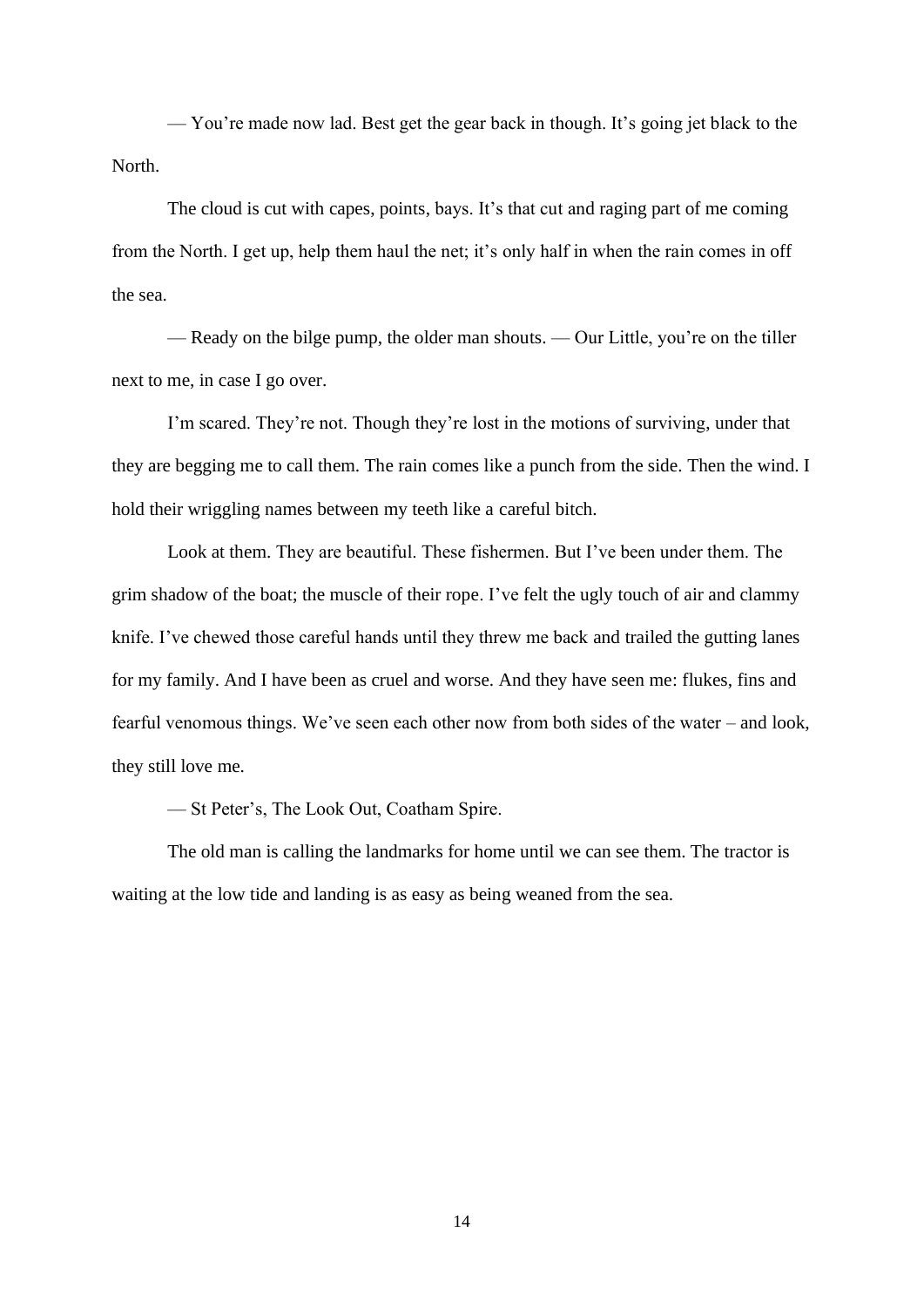— You're made now lad. Best get the gear back in though. It's going jet black to the North.

The cloud is cut with capes, points, bays. It's that cut and raging part of me coming from the North. I get up, help them haul the net; it's only half in when the rain comes in off the sea.

— Ready on the bilge pump, the older man shouts. — Our Little, you're on the tiller next to me, in case I go over.

I'm scared. They're not. Though they're lost in the motions of surviving, under that they are begging me to call them. The rain comes like a punch from the side. Then the wind. I hold their wriggling names between my teeth like a careful bitch.

Look at them. They are beautiful. These fishermen. But I've been under them. The grim shadow of the boat; the muscle of their rope. I've felt the ugly touch of air and clammy knife. I've chewed those careful hands until they threw me back and trailed the gutting lanes for my family. And I have been as cruel and worse. And they have seen me: flukes, fins and fearful venomous things. We've seen each other now from both sides of the water – and look, they still love me.

— St Peter's, The Look Out, Coatham Spire.

The old man is calling the landmarks for home until we can see them. The tractor is waiting at the low tide and landing is as easy as being weaned from the sea.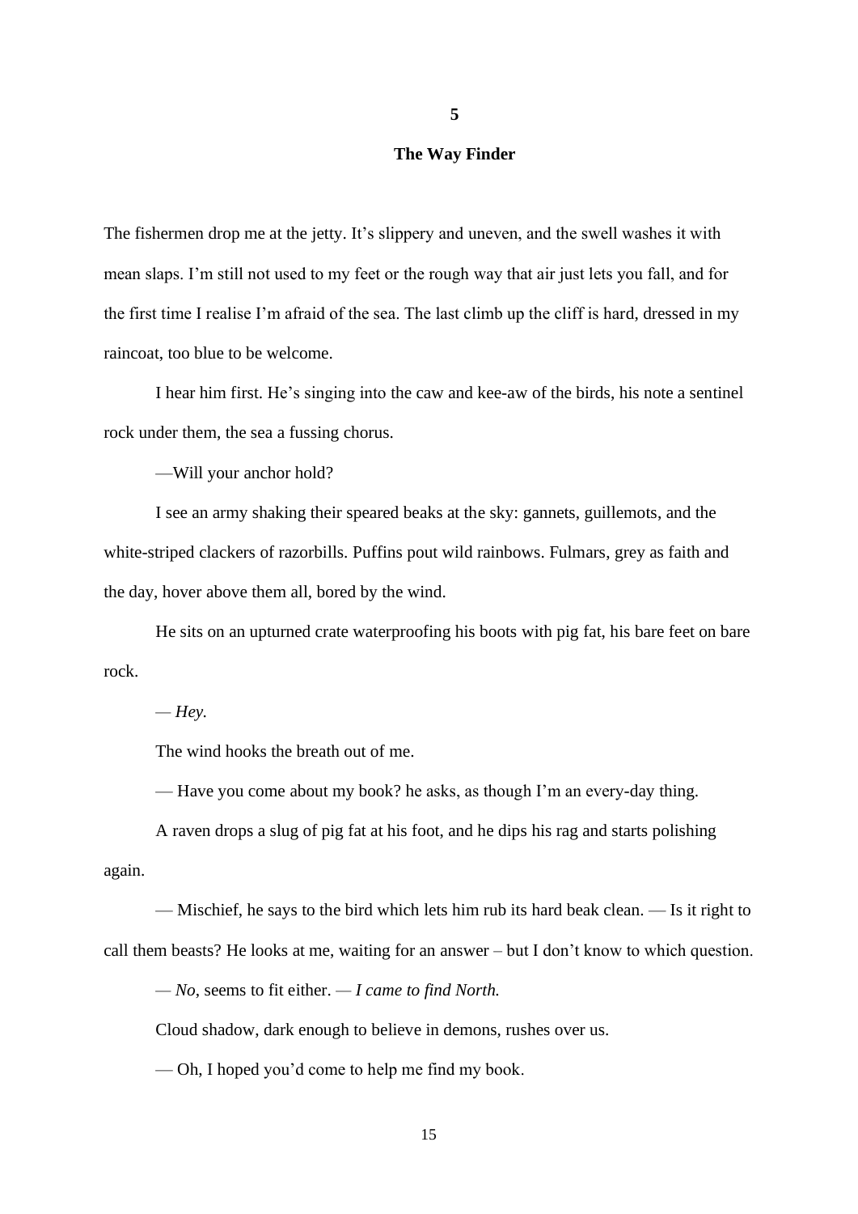**5**

## The Way Finder

The fishermen drop me at the jetty. It's slippery and uneven, and the swell washes it with mean slaps. I'm still not used to my feet or the rough way that air just lets you fall, and for the first time I realise I'm afraid of the sea. The last climb up the cliff is hard, dressed in my raincoat, too blue to be welcome.

I hear him first. He's singing into the caw and kee-aw of the birds, his note a sentinel rock under them, the sea a fussing chorus.

—Will your anchor hold?

I see an army shaking their speared beaks at the sky: gannets, guillemots, and the white-striped clackers of razorbills. Puffins pout wild rainbows. Fulmars, grey as faith and the day, hover above them all, bored by the wind.

He sits on an upturned crate waterproofing his boots with pig fat, his bare feet on bare rock.

— *Hey*.

The wind hooks the breath out of me.

— Have you come about my book? he asks, as though I'm an every-day thing.

A raven drops a slug of pig fat at his foot, and he dips his rag and starts polishing again.

— Mischief, he says to the bird which lets him rub its hard beak clean. — Is it right to call them beasts? He looks at me, waiting for an answer – but I don't know to which question.

— *No*, seems to fit either. — *I came to find North.*

Cloud shadow, dark enough to believe in demons, rushes over us.

— Oh, I hoped you'd come to help me find my book.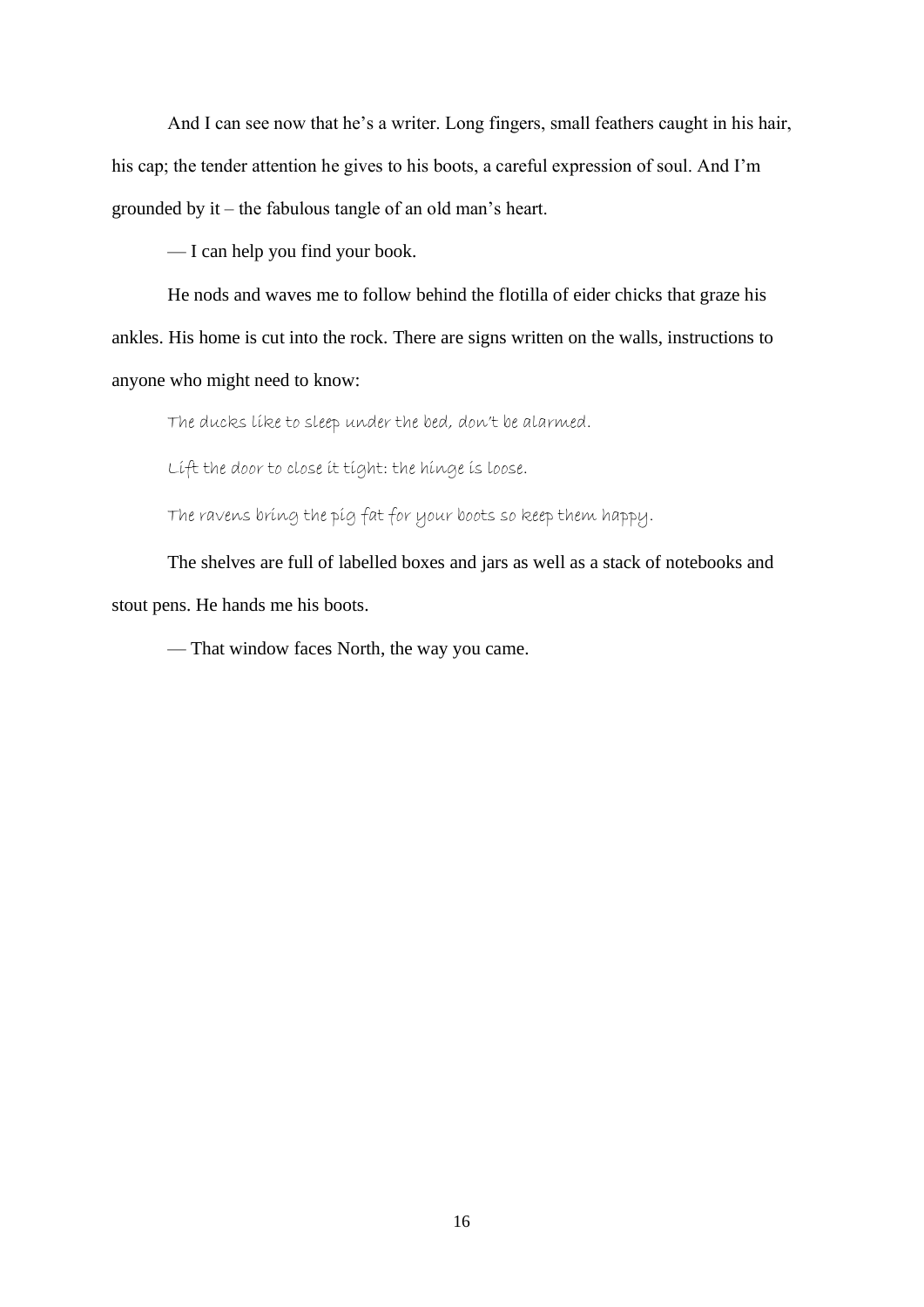And I can see now that he's a writer. Long fingers, small feathers caught in his hair, his cap; the tender attention he gives to his boots, a careful expression of soul. And I'm grounded by it – the fabulous tangle of an old man's heart.

— I can help you find your book.

He nods and waves me to follow behind the flotilla of eider chicks that graze his ankles. His home is cut into the rock. There are signs written on the walls, instructions to anyone who might need to know:

*The ducks like to sleep under the bed, don't be alarmed.*

*Lift the door to close it tight: the hinge is loose.*

*The ravens bring the pig fat for your boots so keep them happy.*

The shelves are full of labelled boxes and jars as well as a stack of notebooks and stout pens. He hands me his boots.

— That window faces North, the way you came.